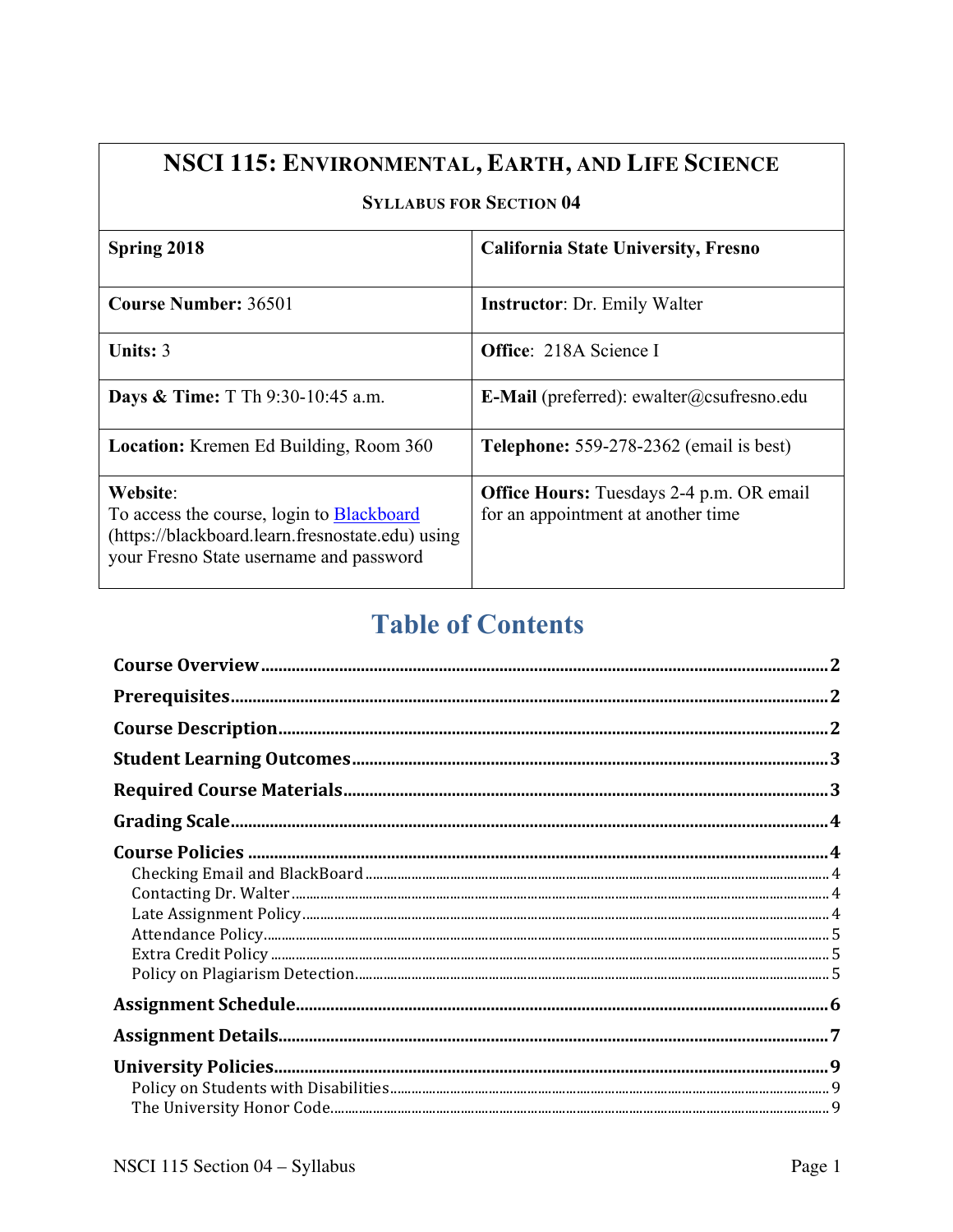# NSCI 115: Environmental, Earth, and Life Science

**Syllabus for Section 04**

| | |
|---|---|
| **Spring 2018** | **California State University, Fresno** |
| **Course Number:** 36501 | **Instructor**: Dr. Emily Walter |
| **Units:** 3 | **Office**: 218A Science I |
| **Days & Time:** T Th 9:30-10:45 a.m. | **E-Mail** (preferred): ewalter@csufresno.edu |
| **Location:** Kremen Ed Building, Room 360 | **Telephone:** 559-278-2362 (email is best) |
| **Website**: To access the course, login to [Blackboard](https://blackboard.learn.fresnostate.edu) (https://blackboard.learn.fresnostate.edu) using your Fresno State username and password | **Office Hours:** Tuesdays 2-4 p.m. OR email for an appointment at another time |

## Table of Contents

**Course Overview** .......... 2
**Prerequisites** .......... 2
**Course Description** .......... 2
**Student Learning Outcomes** .......... 3
**Required Course Materials** .......... 3
**Grading Scale** .......... 4
**Course Policies** .......... 4
- Checking Email and BlackBoard .......... 4
- Contacting Dr. Walter .......... 4
- Late Assignment Policy .......... 4
- Attendance Policy .......... 5
- Extra Credit Policy .......... 5
- Policy on Plagiarism Detection .......... 5

**Assignment Schedule** .......... 6
**Assignment Details** .......... 7
**University Policies** .......... 9
- Policy on Students with Disabilities .......... 9
- The University Honor Code .......... 9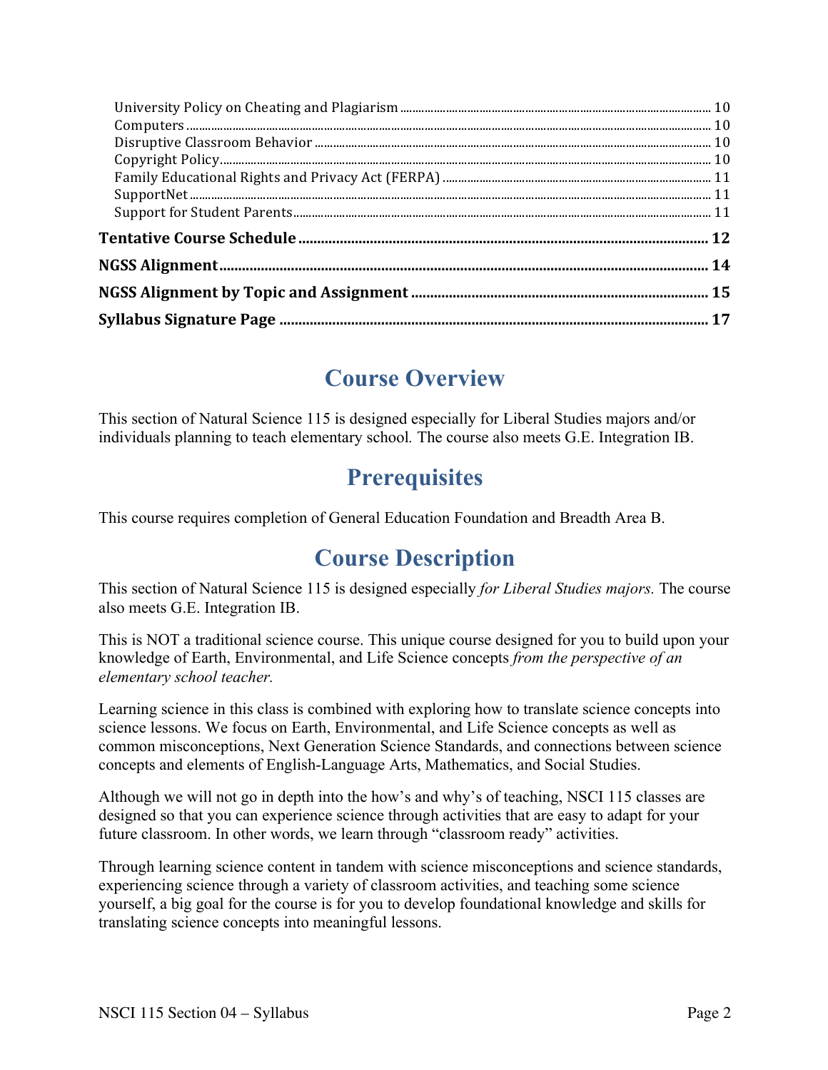University Policy on Cheating and Plagiarism ..... 10
Computers ..... 10
Disruptive Classroom Behavior ..... 10
Copyright Policy ..... 10
Family Educational Rights and Privacy Act (FERPA) ..... 11
SupportNet ..... 11
Support for Student Parents ..... 11

**Tentative Course Schedule ..... 12**

**NGSS Alignment ..... 14**

**NGSS Alignment by Topic and Assignment ..... 15**

**Syllabus Signature Page ..... 17**

# Course Overview

This section of Natural Science 115 is designed especially for Liberal Studies majors and/or individuals planning to teach elementary school. The course also meets G.E. Integration IB.

# Prerequisites

This course requires completion of General Education Foundation and Breadth Area B.

# Course Description

This section of Natural Science 115 is designed especially *for Liberal Studies majors.* The course also meets G.E. Integration IB.

This is NOT a traditional science course. This unique course designed for you to build upon your knowledge of Earth, Environmental, and Life Science concepts *from the perspective of an elementary school teacher.*

Learning science in this class is combined with exploring how to translate science concepts into science lessons. We focus on Earth, Environmental, and Life Science concepts as well as common misconceptions, Next Generation Science Standards, and connections between science concepts and elements of English-Language Arts, Mathematics, and Social Studies.

Although we will not go in depth into the how's and why's of teaching, NSCI 115 classes are designed so that you can experience science through activities that are easy to adapt for your future classroom. In other words, we learn through "classroom ready" activities.

Through learning science content in tandem with science misconceptions and science standards, experiencing science through a variety of classroom activities, and teaching some science yourself, a big goal for the course is for you to develop foundational knowledge and skills for translating science concepts into meaningful lessons.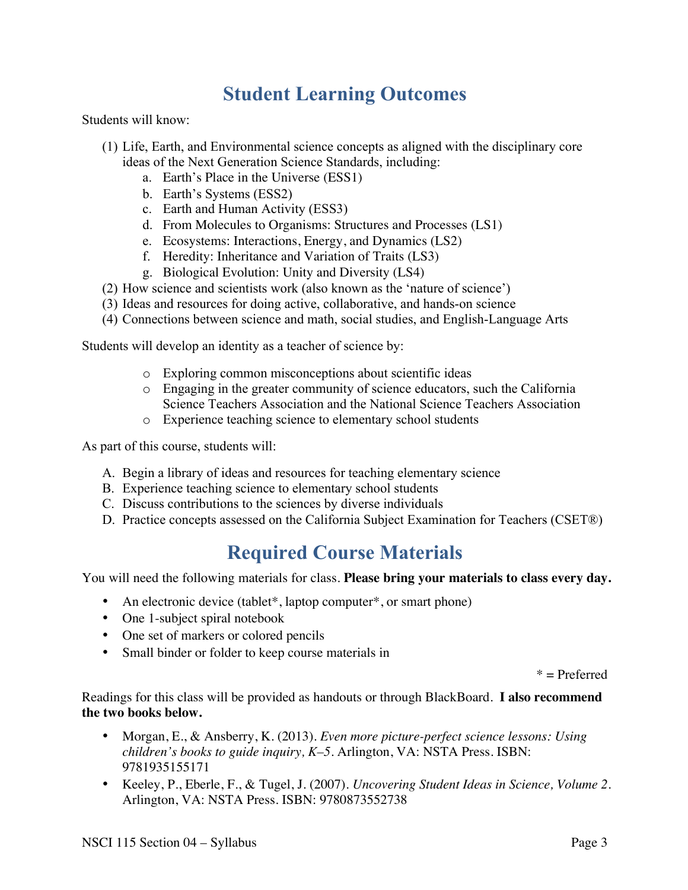# Student Learning Outcomes

Students will know:

(1) Life, Earth, and Environmental science concepts as aligned with the disciplinary core ideas of the Next Generation Science Standards, including:
   a. Earth's Place in the Universe (ESS1)
   b. Earth's Systems (ESS2)
   c. Earth and Human Activity (ESS3)
   d. From Molecules to Organisms: Structures and Processes (LS1)
   e. Ecosystems: Interactions, Energy, and Dynamics (LS2)
   f. Heredity: Inheritance and Variation of Traits (LS3)
   g. Biological Evolution: Unity and Diversity (LS4)

(2) How science and scientists work (also known as the 'nature of science')

(3) Ideas and resources for doing active, collaborative, and hands-on science

(4) Connections between science and math, social studies, and English-Language Arts

Students will develop an identity as a teacher of science by:

- Exploring common misconceptions about scientific ideas
- Engaging in the greater community of science educators, such the California Science Teachers Association and the National Science Teachers Association
- Experience teaching science to elementary school students

As part of this course, students will:

A. Begin a library of ideas and resources for teaching elementary science
B. Experience teaching science to elementary school students
C. Discuss contributions to the sciences by diverse individuals
D. Practice concepts assessed on the California Subject Examination for Teachers (CSET®)

# Required Course Materials

You will need the following materials for class. **Please bring your materials to class every day.**

- An electronic device (tablet*, laptop computer*, or smart phone)
- One 1-subject spiral notebook
- One set of markers or colored pencils
- Small binder or folder to keep course materials in

\* = Preferred

Readings for this class will be provided as handouts or through BlackBoard. **I also recommend the two books below.**

- Morgan, E., & Ansberry, K. (2013). *Even more picture-perfect science lessons: Using children's books to guide inquiry, K–5*. Arlington, VA: NSTA Press. ISBN: 9781935155171
- Keeley, P., Eberle, F., & Tugel, J. (2007). *Uncovering Student Ideas in Science, Volume 2*. Arlington, VA: NSTA Press. ISBN: 9780873552738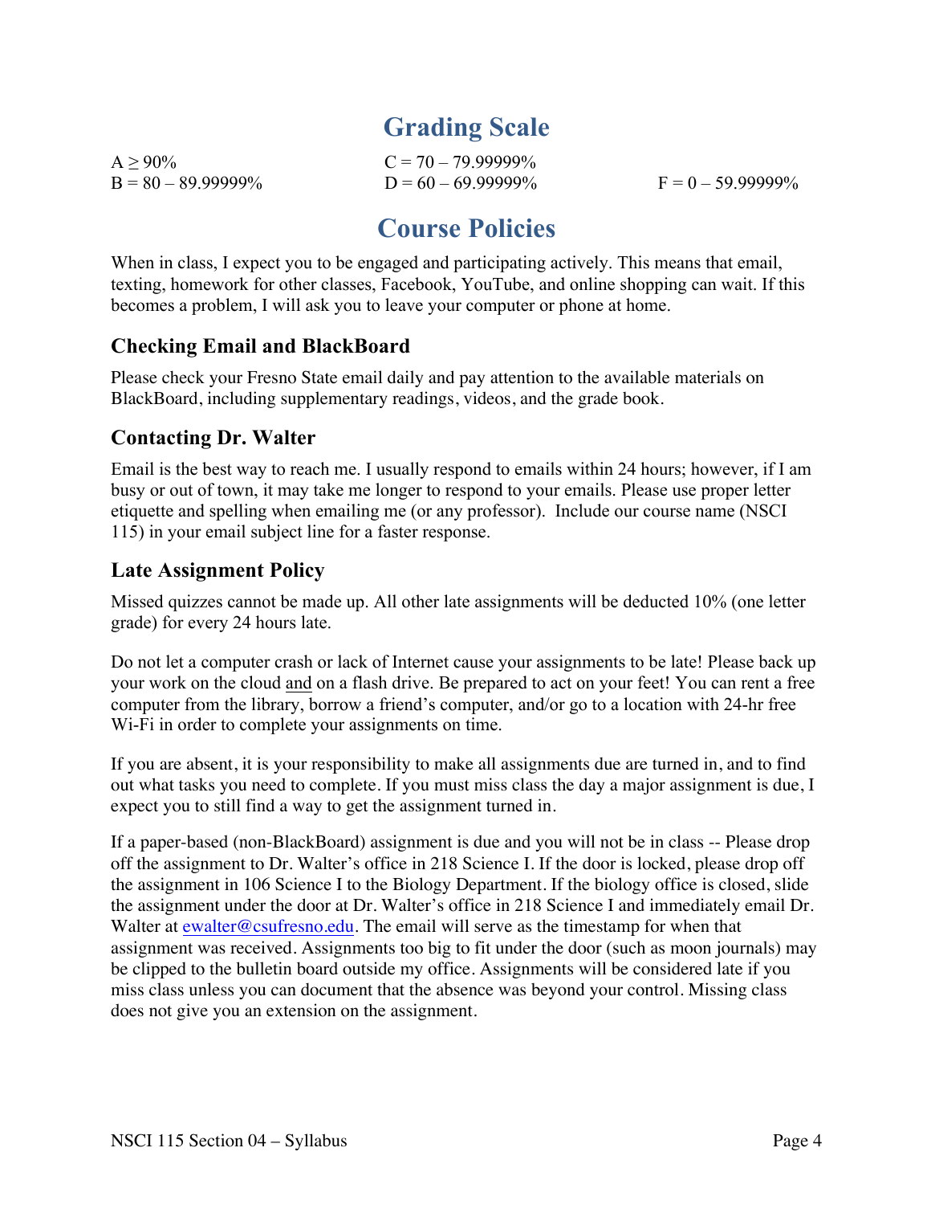# Grading Scale

A ≥ 90%
B = 80 – 89.99999%
C = 70 – 79.99999%
D = 60 – 69.99999%
F = 0 – 59.99999%

# Course Policies

When in class, I expect you to be engaged and participating actively. This means that email, texting, homework for other classes, Facebook, YouTube, and online shopping can wait. If this becomes a problem, I will ask you to leave your computer or phone at home.

## Checking Email and BlackBoard

Please check your Fresno State email daily and pay attention to the available materials on BlackBoard, including supplementary readings, videos, and the grade book.

## Contacting Dr. Walter

Email is the best way to reach me. I usually respond to emails within 24 hours; however, if I am busy or out of town, it may take me longer to respond to your emails. Please use proper letter etiquette and spelling when emailing me (or any professor). Include our course name (NSCI 115) in your email subject line for a faster response.

## Late Assignment Policy

Missed quizzes cannot be made up. All other late assignments will be deducted 10% (one letter grade) for every 24 hours late.

Do not let a computer crash or lack of Internet cause your assignments to be late! Please back up your work on the cloud and on a flash drive. Be prepared to act on your feet! You can rent a free computer from the library, borrow a friend's computer, and/or go to a location with 24-hr free Wi-Fi in order to complete your assignments on time.

If you are absent, it is your responsibility to make all assignments due are turned in, and to find out what tasks you need to complete. If you must miss class the day a major assignment is due, I expect you to still find a way to get the assignment turned in.

If a paper-based (non-BlackBoard) assignment is due and you will not be in class -- Please drop off the assignment to Dr. Walter's office in 218 Science I. If the door is locked, please drop off the assignment in 106 Science I to the Biology Department. If the biology office is closed, slide the assignment under the door at Dr. Walter's office in 218 Science I and immediately email Dr. Walter at ewalter@csufresno.edu. The email will serve as the timestamp for when that assignment was received. Assignments too big to fit under the door (such as moon journals) may be clipped to the bulletin board outside my office. Assignments will be considered late if you miss class unless you can document that the absence was beyond your control. Missing class does not give you an extension on the assignment.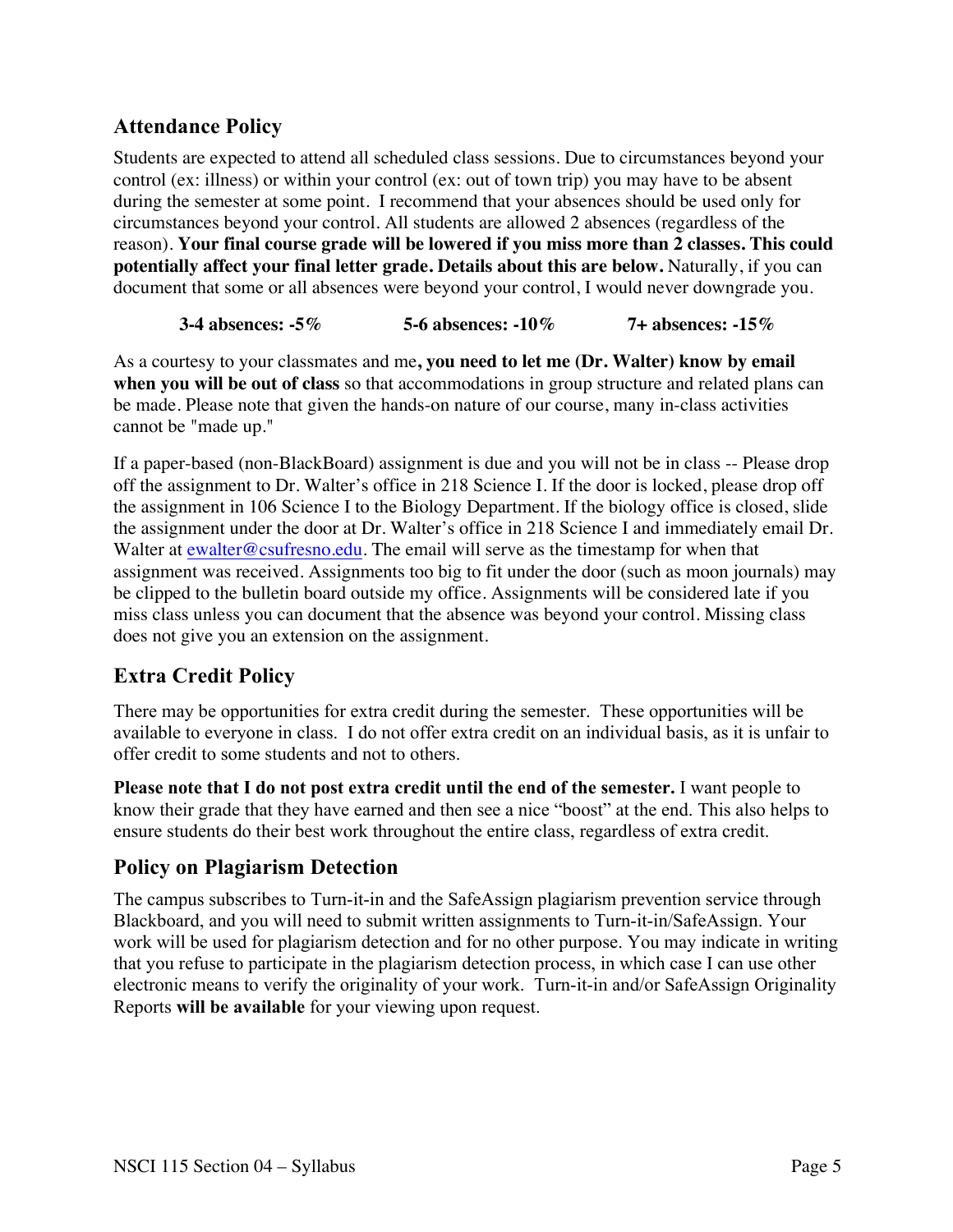## Attendance Policy

Students are expected to attend all scheduled class sessions. Due to circumstances beyond your control (ex: illness) or within your control (ex: out of town trip) you may have to be absent during the semester at some point. I recommend that your absences should be used only for circumstances beyond your control. All students are allowed 2 absences (regardless of the reason). **Your final course grade will be lowered if you miss more than 2 classes. This could potentially affect your final letter grade. Details about this are below.** Naturally, if you can document that some or all absences were beyond your control, I would never downgrade you.

**3-4 absences: -5%** **5-6 absences: -10%** **7+ absences: -15%**

As a courtesy to your classmates and me**, you need to let me (Dr. Walter) know by email when you will be out of class** so that accommodations in group structure and related plans can be made. Please note that given the hands-on nature of our course, many in-class activities cannot be "made up."

If a paper-based (non-BlackBoard) assignment is due and you will not be in class -- Please drop off the assignment to Dr. Walter's office in 218 Science I. If the door is locked, please drop off the assignment in 106 Science I to the Biology Department. If the biology office is closed, slide the assignment under the door at Dr. Walter's office in 218 Science I and immediately email Dr. Walter at ewalter@csufresno.edu. The email will serve as the timestamp for when that assignment was received. Assignments too big to fit under the door (such as moon journals) may be clipped to the bulletin board outside my office. Assignments will be considered late if you miss class unless you can document that the absence was beyond your control. Missing class does not give you an extension on the assignment.

## Extra Credit Policy

There may be opportunities for extra credit during the semester. These opportunities will be available to everyone in class. I do not offer extra credit on an individual basis, as it is unfair to offer credit to some students and not to others.

**Please note that I do not post extra credit until the end of the semester.** I want people to know their grade that they have earned and then see a nice "boost" at the end. This also helps to ensure students do their best work throughout the entire class, regardless of extra credit.

## Policy on Plagiarism Detection

The campus subscribes to Turn-it-in and the SafeAssign plagiarism prevention service through Blackboard, and you will need to submit written assignments to Turn-it-in/SafeAssign. Your work will be used for plagiarism detection and for no other purpose. You may indicate in writing that you refuse to participate in the plagiarism detection process, in which case I can use other electronic means to verify the originality of your work. Turn-it-in and/or SafeAssign Originality Reports **will be available** for your viewing upon request.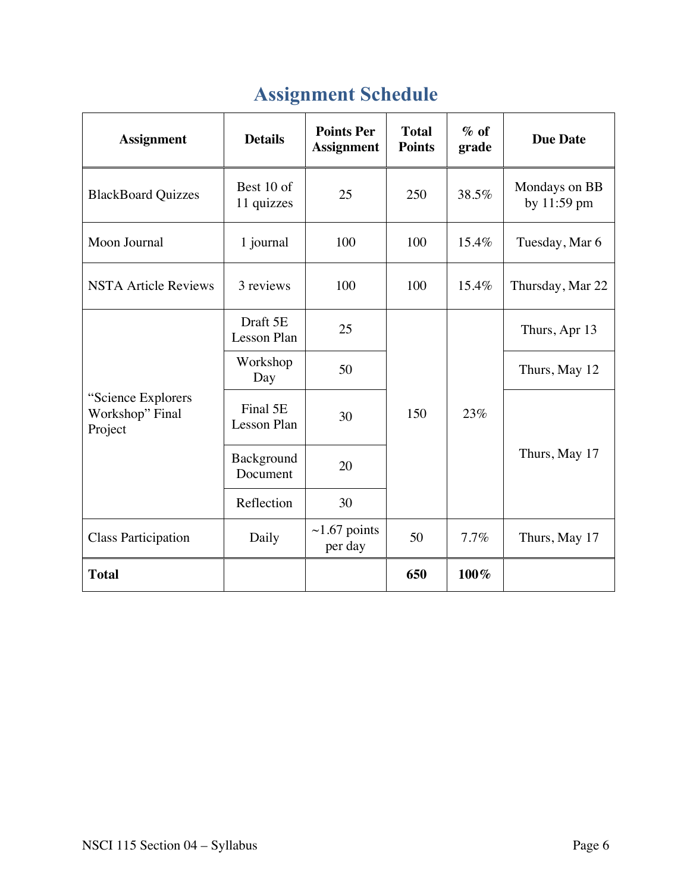# Assignment Schedule

| Assignment | Details | Points Per Assignment | Total Points | % of grade | Due Date |
|---|---|---|---|---|---|
| BlackBoard Quizzes | Best 10 of 11 quizzes | 25 | 250 | 38.5% | Mondays on BB by 11:59 pm |
| Moon Journal | 1 journal | 100 | 100 | 15.4% | Tuesday, Mar 6 |
| NSTA Article Reviews | 3 reviews | 100 | 100 | 15.4% | Thursday, Mar 22 |
| "Science Explorers Workshop" Final Project | Draft 5E Lesson Plan | 25 | 150 | 23% | Thurs, Apr 13 |
| | Workshop Day | 50 | | | Thurs, May 12 |
| | Final 5E Lesson Plan | 30 | | | Thurs, May 17 |
| | Background Document | 20 | | | |
| | Reflection | 30 | | | |
| Class Participation | Daily | ~1.67 points per day | 50 | 7.7% | Thurs, May 17 |
| **Total** | | | **650** | **100%** | |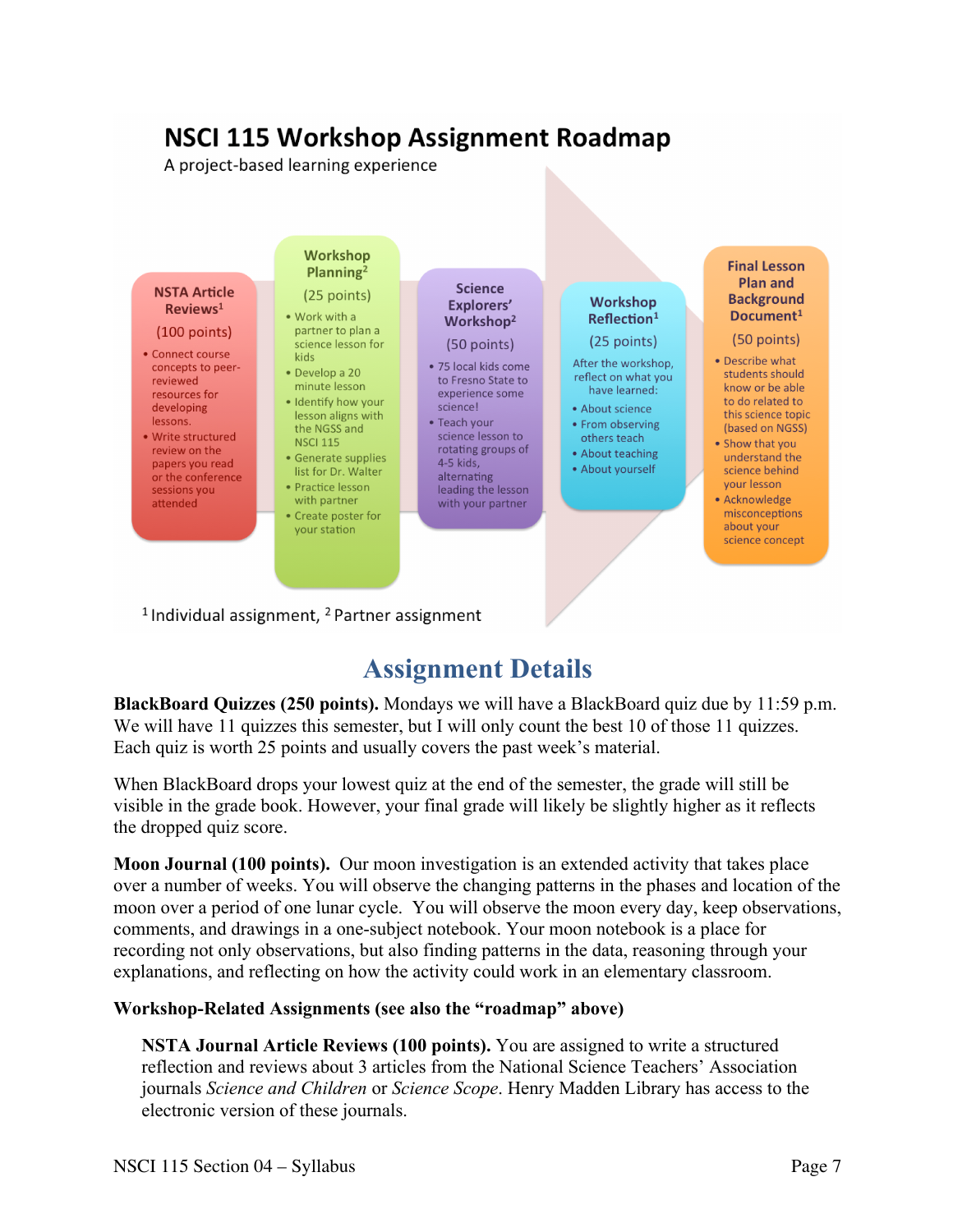# NSCI 115 Workshop Assignment Roadmap

A project-based learning experience

**NSTA Article Reviews[1]** (100 points)

- Connect course concepts to peer-reviewed resources for developing lessons.
- Write structured review on the papers you read or the conference sessions you attended

**Workshop Planning[2]** (25 points)

- Work with a partner to plan a science lesson for kids
- Develop a 20 minute lesson
- Identify how your lesson aligns with the NGSS and NSCI 115
- Generate supplies list for Dr. Walter
- Practice lesson with partner
- Create poster for your station

**Science Explorers' Workshop[2]** (50 points)

- 75 local kids come to Fresno State to experience some science!
- Teach your science lesson to rotating groups of 4-5 kids, alternating leading the lesson with your partner

**Workshop Reflection[1]** (25 points)

After the workshop, reflect on what you have learned:

- About science
- From observing others teach
- About teaching
- About yourself

**Final Lesson Plan and Background Document[1]** (50 points)

- Describe what students should know or be able to do related to this science topic (based on NGSS)
- Show that you understand the science behind your lesson
- Acknowledge misconceptions about your science concept

[1] Individual assignment, [2] Partner assignment

## Assignment Details

**BlackBoard Quizzes (250 points).** Mondays we will have a BlackBoard quiz due by 11:59 p.m. We will have 11 quizzes this semester, but I will only count the best 10 of those 11 quizzes. Each quiz is worth 25 points and usually covers the past week's material.

When BlackBoard drops your lowest quiz at the end of the semester, the grade will still be visible in the grade book. However, your final grade will likely be slightly higher as it reflects the dropped quiz score.

**Moon Journal (100 points).** Our moon investigation is an extended activity that takes place over a number of weeks. You will observe the changing patterns in the phases and location of the moon over a period of one lunar cycle. You will observe the moon every day, keep observations, comments, and drawings in a one-subject notebook. Your moon notebook is a place for recording not only observations, but also finding patterns in the data, reasoning through your explanations, and reflecting on how the activity could work in an elementary classroom.

**Workshop-Related Assignments (see also the "roadmap" above)**

**NSTA Journal Article Reviews (100 points).** You are assigned to write a structured reflection and reviews about 3 articles from the National Science Teachers' Association journals *Science and Children* or *Science Scope*. Henry Madden Library has access to the electronic version of these journals.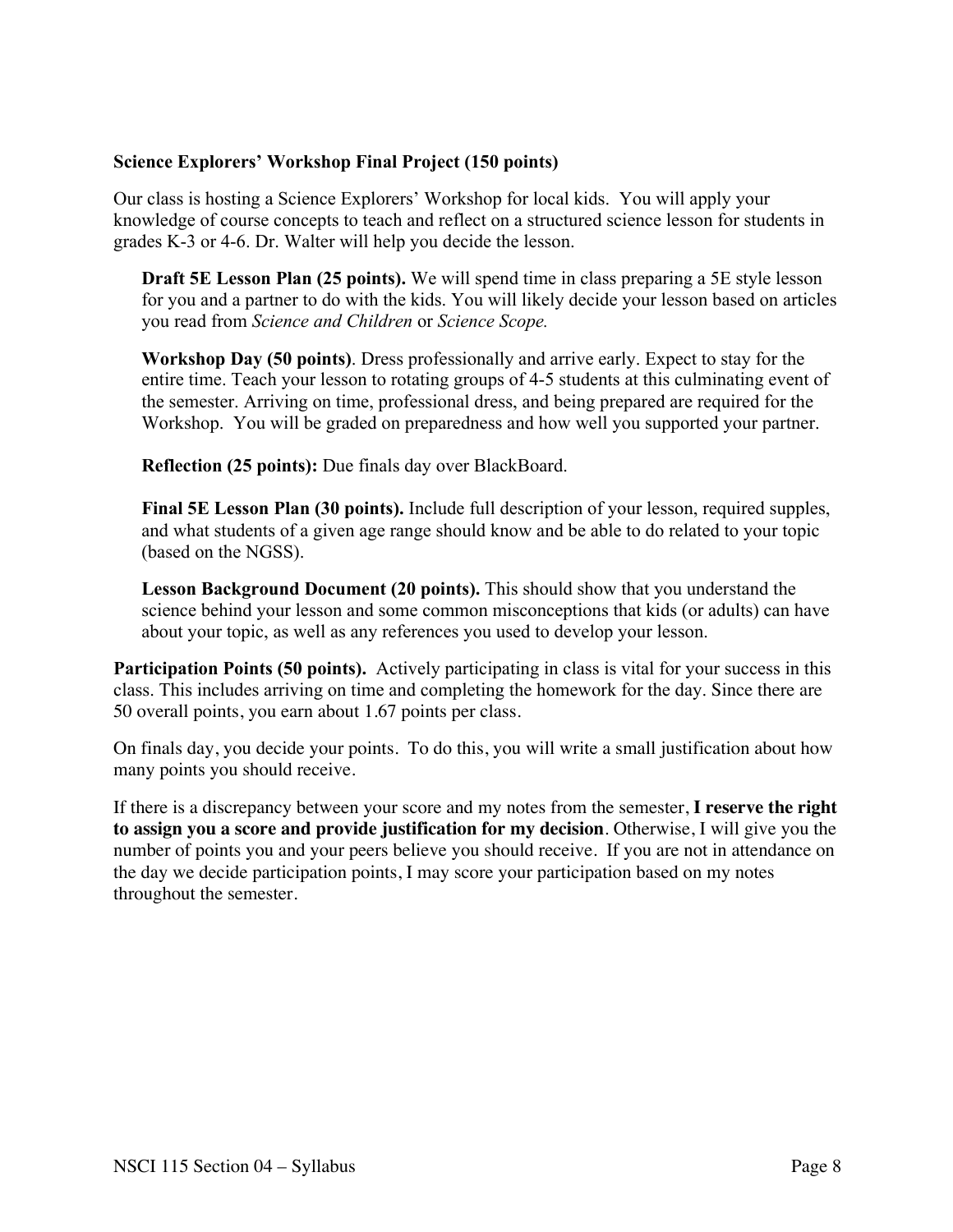**Science Explorers' Workshop Final Project (150 points)**

Our class is hosting a Science Explorers' Workshop for local kids. You will apply your knowledge of course concepts to teach and reflect on a structured science lesson for students in grades K-3 or 4-6. Dr. Walter will help you decide the lesson.

**Draft 5E Lesson Plan (25 points).** We will spend time in class preparing a 5E style lesson for you and a partner to do with the kids. You will likely decide your lesson based on articles you read from *Science and Children* or *Science Scope.*

**Workshop Day (50 points)**. Dress professionally and arrive early. Expect to stay for the entire time. Teach your lesson to rotating groups of 4-5 students at this culminating event of the semester. Arriving on time, professional dress, and being prepared are required for the Workshop. You will be graded on preparedness and how well you supported your partner.

**Reflection (25 points):** Due finals day over BlackBoard.

**Final 5E Lesson Plan (30 points).** Include full description of your lesson, required supples, and what students of a given age range should know and be able to do related to your topic (based on the NGSS).

**Lesson Background Document (20 points).** This should show that you understand the science behind your lesson and some common misconceptions that kids (or adults) can have about your topic, as well as any references you used to develop your lesson.

**Participation Points (50 points).** Actively participating in class is vital for your success in this class. This includes arriving on time and completing the homework for the day. Since there are 50 overall points, you earn about 1.67 points per class.

On finals day, you decide your points. To do this, you will write a small justification about how many points you should receive.

If there is a discrepancy between your score and my notes from the semester, **I reserve the right to assign you a score and provide justification for my decision**. Otherwise, I will give you the number of points you and your peers believe you should receive. If you are not in attendance on the day we decide participation points, I may score your participation based on my notes throughout the semester.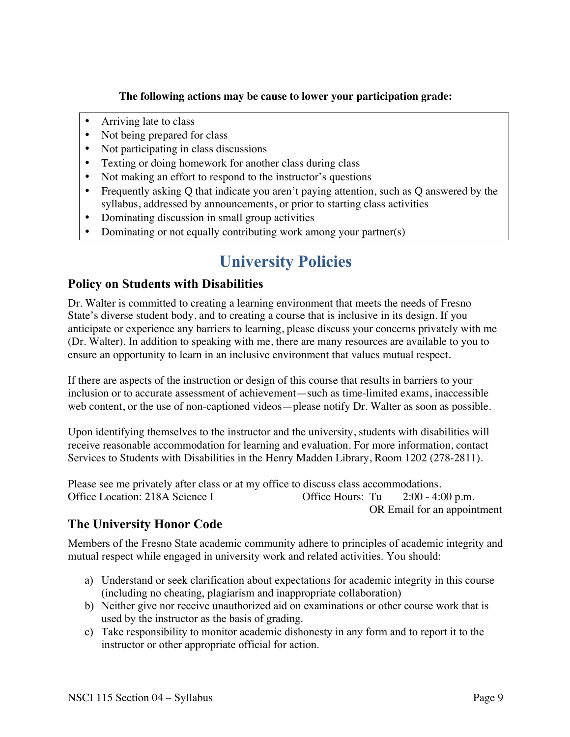**The following actions may be cause to lower your participation grade:**

- Arriving late to class
- Not being prepared for class
- Not participating in class discussions
- Texting or doing homework for another class during class
- Not making an effort to respond to the instructor's questions
- Frequently asking Q that indicate you aren't paying attention, such as Q answered by the syllabus, addressed by announcements, or prior to starting class activities
- Dominating discussion in small group activities
- Dominating or not equally contributing work among your partner(s)

# University Policies

## Policy on Students with Disabilities

Dr. Walter is committed to creating a learning environment that meets the needs of Fresno State's diverse student body, and to creating a course that is inclusive in its design. If you anticipate or experience any barriers to learning, please discuss your concerns privately with me (Dr. Walter). In addition to speaking with me, there are many resources are available to you to ensure an opportunity to learn in an inclusive environment that values mutual respect.

If there are aspects of the instruction or design of this course that results in barriers to your inclusion or to accurate assessment of achievement—such as time-limited exams, inaccessible web content, or the use of non-captioned videos—please notify Dr. Walter as soon as possible.

Upon identifying themselves to the instructor and the university, students with disabilities will receive reasonable accommodation for learning and evaluation. For more information, contact Services to Students with Disabilities in the Henry Madden Library, Room 1202 (278-2811).

Please see me privately after class or at my office to discuss class accommodations.
Office Location: 218A Science I    Office Hours: Tu 2:00 - 4:00 p.m.
OR Email for an appointment

## The University Honor Code

Members of the Fresno State academic community adhere to principles of academic integrity and mutual respect while engaged in university work and related activities. You should:

a) Understand or seek clarification about expectations for academic integrity in this course (including no cheating, plagiarism and inappropriate collaboration)
b) Neither give nor receive unauthorized aid on examinations or other course work that is used by the instructor as the basis of grading.
c) Take responsibility to monitor academic dishonesty in any form and to report it to the instructor or other appropriate official for action.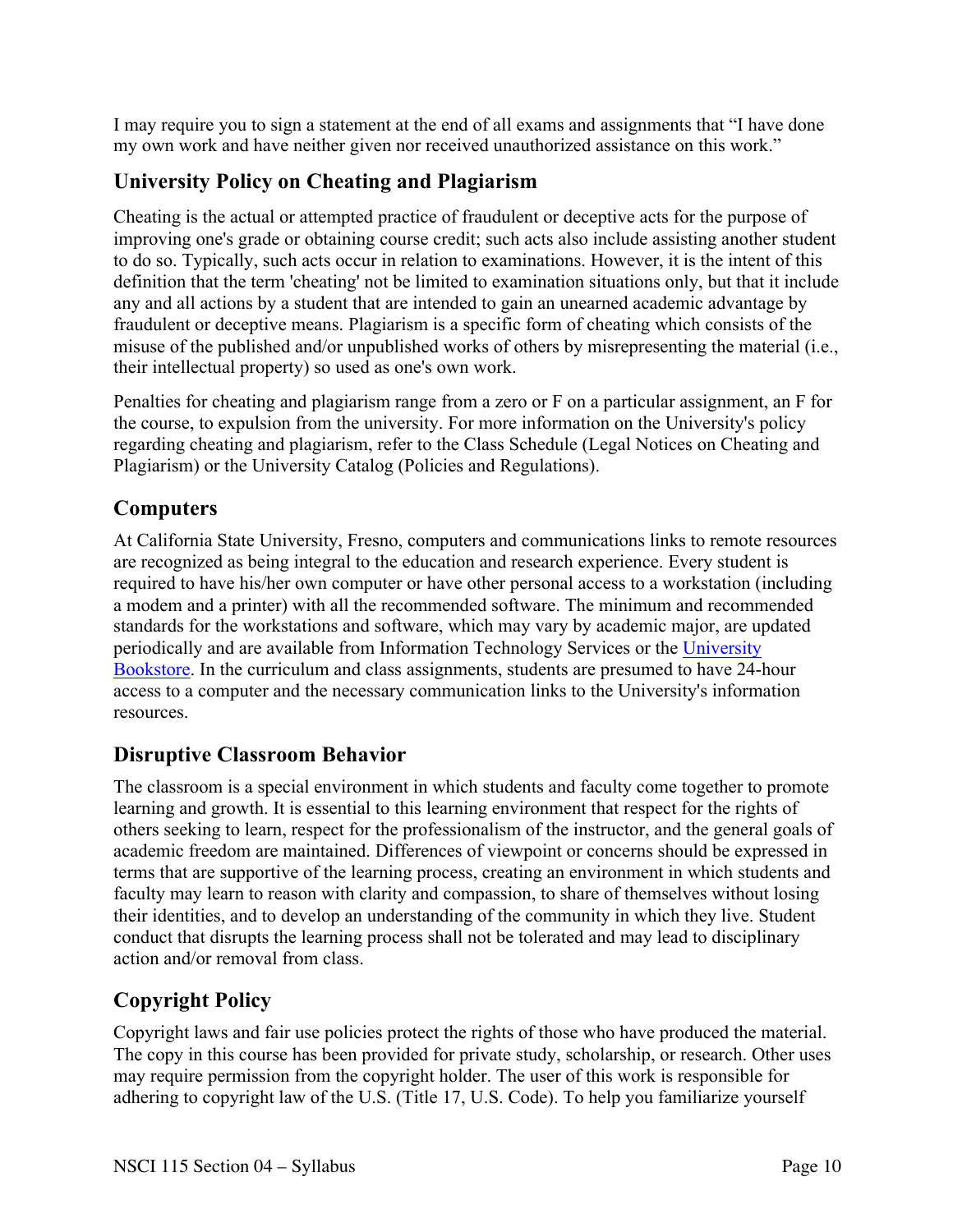I may require you to sign a statement at the end of all exams and assignments that "I have done my own work and have neither given nor received unauthorized assistance on this work."

## University Policy on Cheating and Plagiarism

Cheating is the actual or attempted practice of fraudulent or deceptive acts for the purpose of improving one's grade or obtaining course credit; such acts also include assisting another student to do so. Typically, such acts occur in relation to examinations. However, it is the intent of this definition that the term 'cheating' not be limited to examination situations only, but that it include any and all actions by a student that are intended to gain an unearned academic advantage by fraudulent or deceptive means. Plagiarism is a specific form of cheating which consists of the misuse of the published and/or unpublished works of others by misrepresenting the material (i.e., their intellectual property) so used as one's own work.

Penalties for cheating and plagiarism range from a zero or F on a particular assignment, an F for the course, to expulsion from the university. For more information on the University's policy regarding cheating and plagiarism, refer to the Class Schedule (Legal Notices on Cheating and Plagiarism) or the University Catalog (Policies and Regulations).

## Computers

At California State University, Fresno, computers and communications links to remote resources are recognized as being integral to the education and research experience. Every student is required to have his/her own computer or have other personal access to a workstation (including a modem and a printer) with all the recommended software. The minimum and recommended standards for the workstations and software, which may vary by academic major, are updated periodically and are available from Information Technology Services or the University Bookstore. In the curriculum and class assignments, students are presumed to have 24-hour access to a computer and the necessary communication links to the University's information resources.

## Disruptive Classroom Behavior

The classroom is a special environment in which students and faculty come together to promote learning and growth. It is essential to this learning environment that respect for the rights of others seeking to learn, respect for the professionalism of the instructor, and the general goals of academic freedom are maintained. Differences of viewpoint or concerns should be expressed in terms that are supportive of the learning process, creating an environment in which students and faculty may learn to reason with clarity and compassion, to share of themselves without losing their identities, and to develop an understanding of the community in which they live. Student conduct that disrupts the learning process shall not be tolerated and may lead to disciplinary action and/or removal from class.

## Copyright Policy

Copyright laws and fair use policies protect the rights of those who have produced the material. The copy in this course has been provided for private study, scholarship, or research. Other uses may require permission from the copyright holder. The user of this work is responsible for adhering to copyright law of the U.S. (Title 17, U.S. Code). To help you familiarize yourself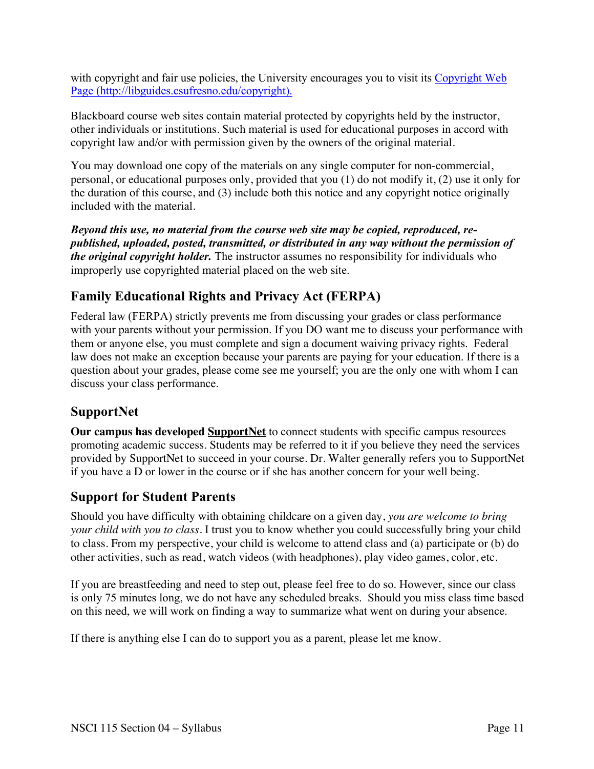with copyright and fair use policies, the University encourages you to visit its [Copyright Web Page (http://libguides.csufresno.edu/copyright).](http://libguides.csufresno.edu/copyright)

Blackboard course web sites contain material protected by copyrights held by the instructor, other individuals or institutions. Such material is used for educational purposes in accord with copyright law and/or with permission given by the owners of the original material.

You may download one copy of the materials on any single computer for non-commercial, personal, or educational purposes only, provided that you (1) do not modify it, (2) use it only for the duration of this course, and (3) include both this notice and any copyright notice originally included with the material.

***Beyond this use, no material from the course web site may be copied, reproduced, re-published, uploaded, posted, transmitted, or distributed in any way without the permission of the original copyright holder.*** The instructor assumes no responsibility for individuals who improperly use copyrighted material placed on the web site.

## Family Educational Rights and Privacy Act (FERPA)

Federal law (FERPA) strictly prevents me from discussing your grades or class performance with your parents without your permission. If you DO want me to discuss your performance with them or anyone else, you must complete and sign a document waiving privacy rights. Federal law does not make an exception because your parents are paying for your education. If there is a question about your grades, please come see me yourself; you are the only one with whom I can discuss your class performance.

## SupportNet

**Our campus has developed <u>SupportNet</u>** to connect students with specific campus resources promoting academic success. Students may be referred to it if you believe they need the services provided by SupportNet to succeed in your course. Dr. Walter generally refers you to SupportNet if you have a D or lower in the course or if she has another concern for your well being.

## Support for Student Parents

Should you have difficulty with obtaining childcare on a given day, *you are welcome to bring your child with you to class*. I trust you to know whether you could successfully bring your child to class. From my perspective, your child is welcome to attend class and (a) participate or (b) do other activities, such as read, watch videos (with headphones), play video games, color, etc.

If you are breastfeeding and need to step out, please feel free to do so. However, since our class is only 75 minutes long, we do not have any scheduled breaks. Should you miss class time based on this need, we will work on finding a way to summarize what went on during your absence.

If there is anything else I can do to support you as a parent, please let me know.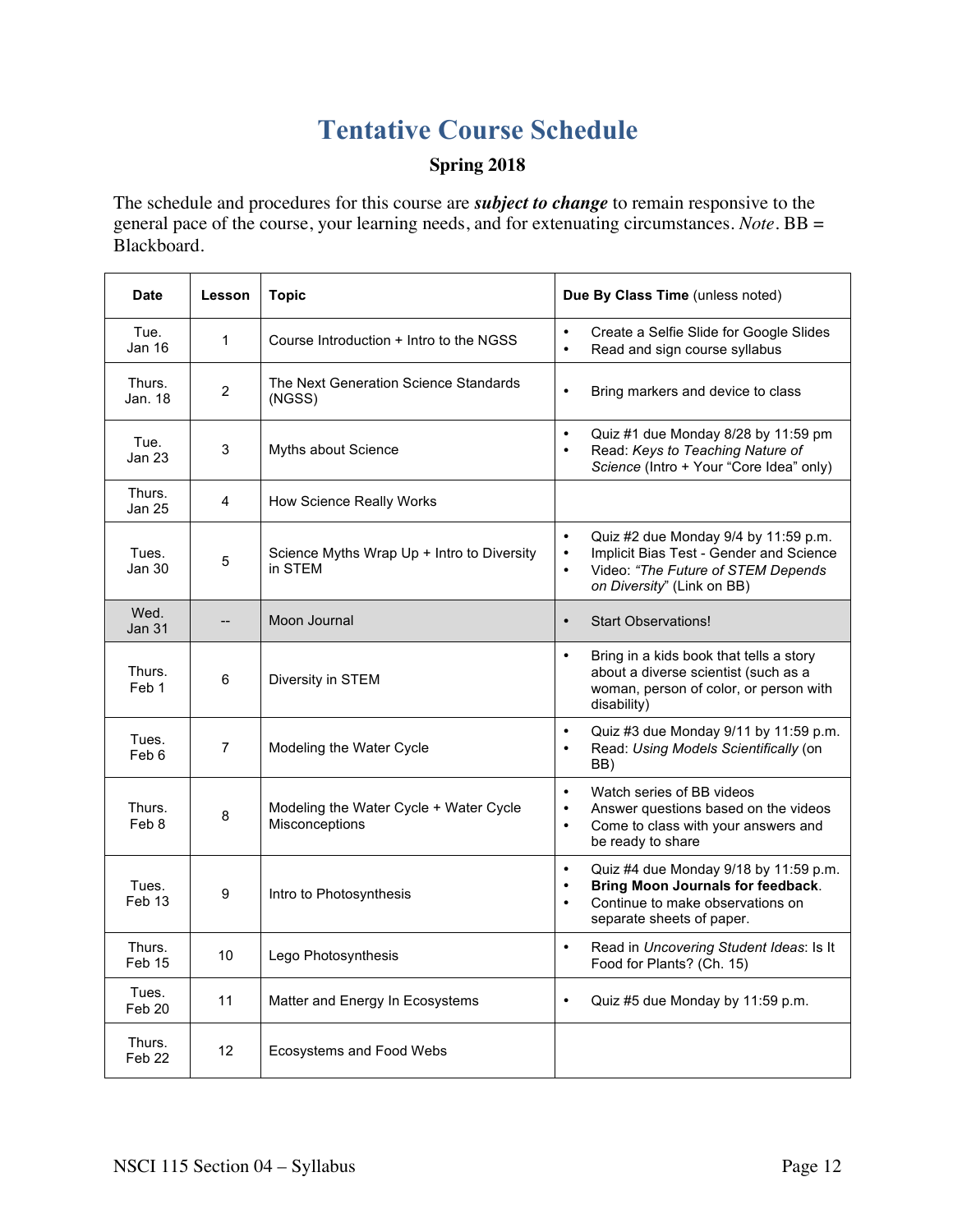# Tentative Course Schedule

**Spring 2018**

The schedule and procedures for this course are ***subject to change*** to remain responsive to the general pace of the course, your learning needs, and for extenuating circumstances. *Note*. BB = Blackboard.

| Date | Lesson | Topic | **Due By Class Time** (unless noted) |
|---|---|---|---|
| Tue. Jan 16 | 1 | Course Introduction + Intro to the NGSS | • Create a Selfie Slide for Google Slides<br>• Read and sign course syllabus |
| Thurs. Jan. 18 | 2 | The Next Generation Science Standards (NGSS) | • Bring markers and device to class |
| Tue. Jan 23 | 3 | Myths about Science | • Quiz #1 due Monday 8/28 by 11:59 pm<br>• Read: *Keys to Teaching Nature of Science* (Intro + Your "Core Idea" only) |
| Thurs. Jan 25 | 4 | How Science Really Works | |
| Tues. Jan 30 | 5 | Science Myths Wrap Up + Intro to Diversity in STEM | • Quiz #2 due Monday 9/4 by 11:59 p.m.<br>• Implicit Bias Test - Gender and Science<br>• Video: *"The Future of STEM Depends on Diversity*" (Link on BB) |
| Wed. Jan 31 | -- | Moon Journal | • Start Observations! |
| Thurs. Feb 1 | 6 | Diversity in STEM | • Bring in a kids book that tells a story about a diverse scientist (such as a woman, person of color, or person with disability) |
| Tues. Feb 6 | 7 | Modeling the Water Cycle | • Quiz #3 due Monday 9/11 by 11:59 p.m.<br>• Read: *Using Models Scientifically* (on BB) |
| Thurs. Feb 8 | 8 | Modeling the Water Cycle + Water Cycle Misconceptions | • Watch series of BB videos<br>• Answer questions based on the videos<br>• Come to class with your answers and be ready to share |
| Tues. Feb 13 | 9 | Intro to Photosynthesis | • Quiz #4 due Monday 9/18 by 11:59 p.m.<br>• **Bring Moon Journals for feedback**.<br>• Continue to make observations on separate sheets of paper. |
| Thurs. Feb 15 | 10 | Lego Photosynthesis | • Read in *Uncovering Student Ideas*: Is It Food for Plants? (Ch. 15) |
| Tues. Feb 20 | 11 | Matter and Energy In Ecosystems | • Quiz #5 due Monday by 11:59 p.m. |
| Thurs. Feb 22 | 12 | Ecosystems and Food Webs | |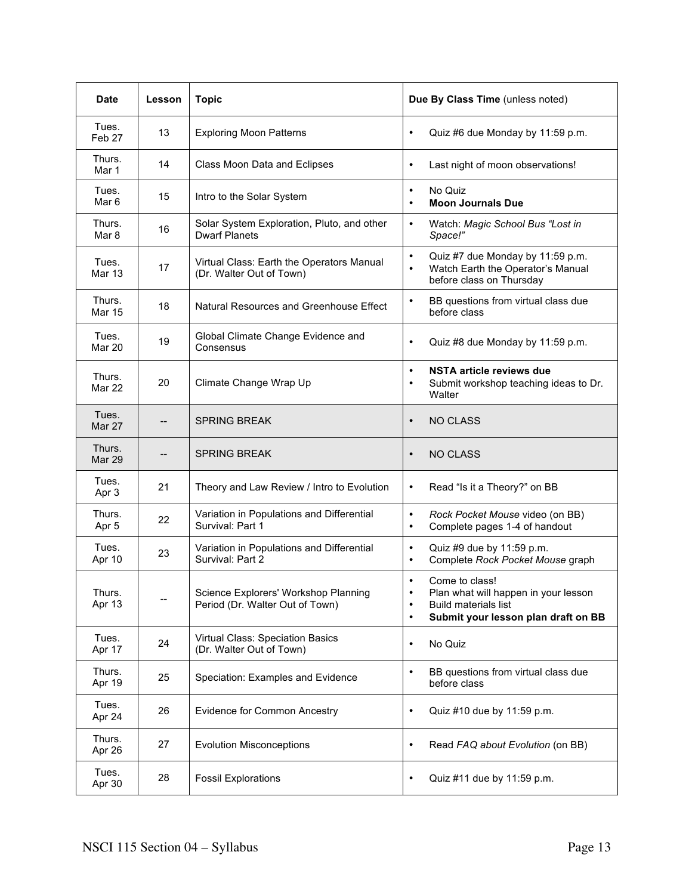| Date | Lesson | Topic | Due By Class Time (unless noted) |
|---|---|---|---|
| Tues. Feb 27 | 13 | Exploring Moon Patterns | • Quiz #6 due Monday by 11:59 p.m. |
| Thurs. Mar 1 | 14 | Class Moon Data and Eclipses | • Last night of moon observations! |
| Tues. Mar 6 | 15 | Intro to the Solar System | • No Quiz<br>• **Moon Journals Due** |
| Thurs. Mar 8 | 16 | Solar System Exploration, Pluto, and other Dwarf Planets | • Watch: *Magic School Bus "Lost in Space!"* |
| Tues. Mar 13 | 17 | Virtual Class: Earth the Operators Manual (Dr. Walter Out of Town) | • Quiz #7 due Monday by 11:59 p.m.<br>• Watch Earth the Operator's Manual before class on Thursday |
| Thurs. Mar 15 | 18 | Natural Resources and Greenhouse Effect | • BB questions from virtual class due before class |
| Tues. Mar 20 | 19 | Global Climate Change Evidence and Consensus | • Quiz #8 due Monday by 11:59 p.m. |
| Thurs. Mar 22 | 20 | Climate Change Wrap Up | • **NSTA article reviews due**<br>• Submit workshop teaching ideas to Dr. Walter |
| Tues. Mar 27 | -- | SPRING BREAK | • NO CLASS |
| Thurs. Mar 29 | -- | SPRING BREAK | • NO CLASS |
| Tues. Apr 3 | 21 | Theory and Law Review / Intro to Evolution | • Read "Is it a Theory?" on BB |
| Thurs. Apr 5 | 22 | Variation in Populations and Differential Survival: Part 1 | • *Rock Pocket Mouse* video (on BB)<br>• Complete pages 1-4 of handout |
| Tues. Apr 10 | 23 | Variation in Populations and Differential Survival: Part 2 | • Quiz #9 due by 11:59 p.m.<br>• Complete *Rock Pocket Mouse* graph |
| Thurs. Apr 13 | -- | Science Explorers' Workshop Planning Period (Dr. Walter Out of Town) | • Come to class!<br>• Plan what will happen in your lesson<br>• Build materials list<br>• **Submit your lesson plan draft on BB** |
| Tues. Apr 17 | 24 | Virtual Class: Speciation Basics (Dr. Walter Out of Town) | • No Quiz |
| Thurs. Apr 19 | 25 | Speciation: Examples and Evidence | • BB questions from virtual class due before class |
| Tues. Apr 24 | 26 | Evidence for Common Ancestry | • Quiz #10 due by 11:59 p.m. |
| Thurs. Apr 26 | 27 | Evolution Misconceptions | • Read *FAQ about Evolution* (on BB) |
| Tues. Apr 30 | 28 | Fossil Explorations | • Quiz #11 due by 11:59 p.m. |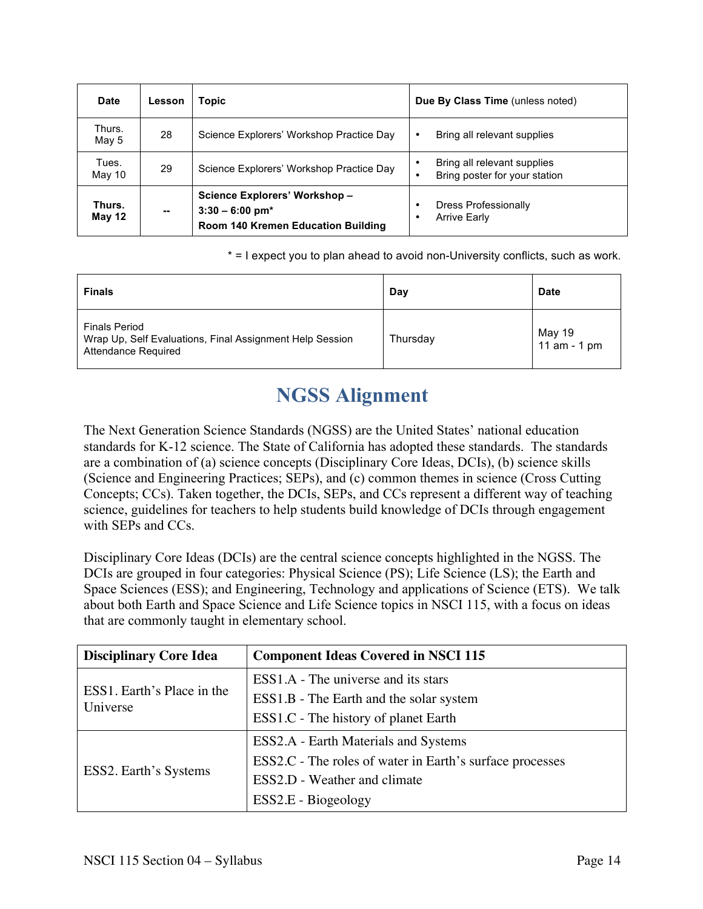| Date | Lesson | Topic | Due By Class Time (unless noted) |
|---|---|---|---|
| Thurs. May 5 | 28 | Science Explorers' Workshop Practice Day | • Bring all relevant supplies |
| Tues. May 10 | 29 | Science Explorers' Workshop Practice Day | • Bring all relevant supplies<br>• Bring poster for your station |
| **Thurs. May 12** | **--** | **Science Explorers' Workshop – 3:30 – 6:00 pm\* Room 140 Kremen Education Building** | • Dress Professionally<br>• Arrive Early |

\* = I expect you to plan ahead to avoid non-University conflicts, such as work.

| Finals | Day | Date |
|---|---|---|
| Finals Period<br>Wrap Up, Self Evaluations, Final Assignment Help Session<br>Attendance Required | Thursday | May 19<br>11 am - 1 pm |

# NGSS Alignment

The Next Generation Science Standards (NGSS) are the United States' national education standards for K-12 science. The State of California has adopted these standards. The standards are a combination of (a) science concepts (Disciplinary Core Ideas, DCIs), (b) science skills (Science and Engineering Practices; SEPs), and (c) common themes in science (Cross Cutting Concepts; CCs). Taken together, the DCIs, SEPs, and CCs represent a different way of teaching science, guidelines for teachers to help students build knowledge of DCIs through engagement with SEPs and CCs.

Disciplinary Core Ideas (DCIs) are the central science concepts highlighted in the NGSS. The DCIs are grouped in four categories: Physical Science (PS); Life Science (LS); the Earth and Space Sciences (ESS); and Engineering, Technology and applications of Science (ETS). We talk about both Earth and Space Science and Life Science topics in NSCI 115, with a focus on ideas that are commonly taught in elementary school.

| Disciplinary Core Idea | Component Ideas Covered in NSCI 115 |
|---|---|
| ESS1. Earth's Place in the Universe | ESS1.A - The universe and its stars<br>ESS1.B - The Earth and the solar system<br>ESS1.C - The history of planet Earth |
| ESS2. Earth's Systems | ESS2.A - Earth Materials and Systems<br>ESS2.C - The roles of water in Earth's surface processes<br>ESS2.D - Weather and climate<br>ESS2.E - Biogeology |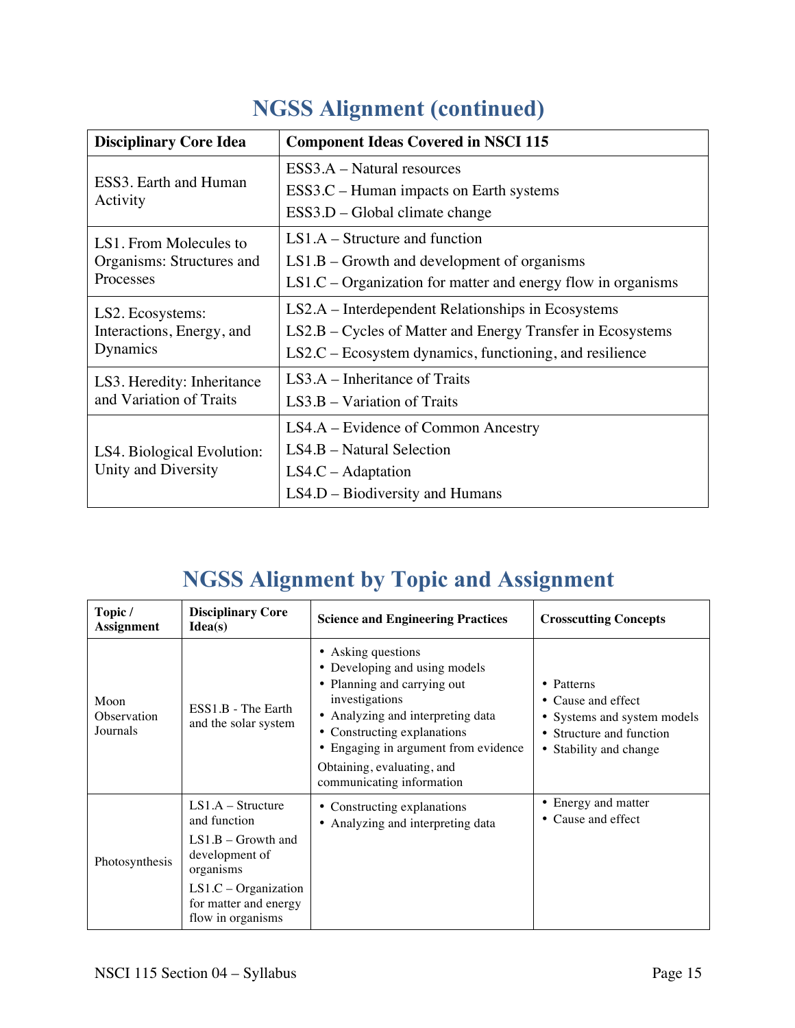## NGSS Alignment (continued)

| Disciplinary Core Idea | Component Ideas Covered in NSCI 115 |
|---|---|
| ESS3. Earth and Human Activity | ESS3.A – Natural resources<br>ESS3.C – Human impacts on Earth systems<br>ESS3.D – Global climate change |
| LS1. From Molecules to Organisms: Structures and Processes | LS1.A – Structure and function<br>LS1.B – Growth and development of organisms<br>LS1.C – Organization for matter and energy flow in organisms |
| LS2. Ecosystems: Interactions, Energy, and Dynamics | LS2.A – Interdependent Relationships in Ecosystems<br>LS2.B – Cycles of Matter and Energy Transfer in Ecosystems<br>LS2.C – Ecosystem dynamics, functioning, and resilience |
| LS3. Heredity: Inheritance and Variation of Traits | LS3.A – Inheritance of Traits<br>LS3.B – Variation of Traits |
| LS4. Biological Evolution: Unity and Diversity | LS4.A – Evidence of Common Ancestry<br>LS4.B – Natural Selection<br>LS4.C – Adaptation<br>LS4.D – Biodiversity and Humans |

## NGSS Alignment by Topic and Assignment

| Topic / Assignment | Disciplinary Core Idea(s) | Science and Engineering Practices | Crosscutting Concepts |
|---|---|---|---|
| Moon Observation Journals | ESS1.B - The Earth and the solar system | • Asking questions<br>• Developing and using models<br>• Planning and carrying out investigations<br>• Analyzing and interpreting data<br>• Constructing explanations<br>• Engaging in argument from evidence<br>Obtaining, evaluating, and communicating information | • Patterns<br>• Cause and effect<br>• Systems and system models<br>• Structure and function<br>• Stability and change |
| Photosynthesis | LS1.A – Structure and function<br>LS1.B – Growth and development of organisms<br>LS1.C – Organization for matter and energy flow in organisms | • Constructing explanations<br>• Analyzing and interpreting data | • Energy and matter<br>• Cause and effect |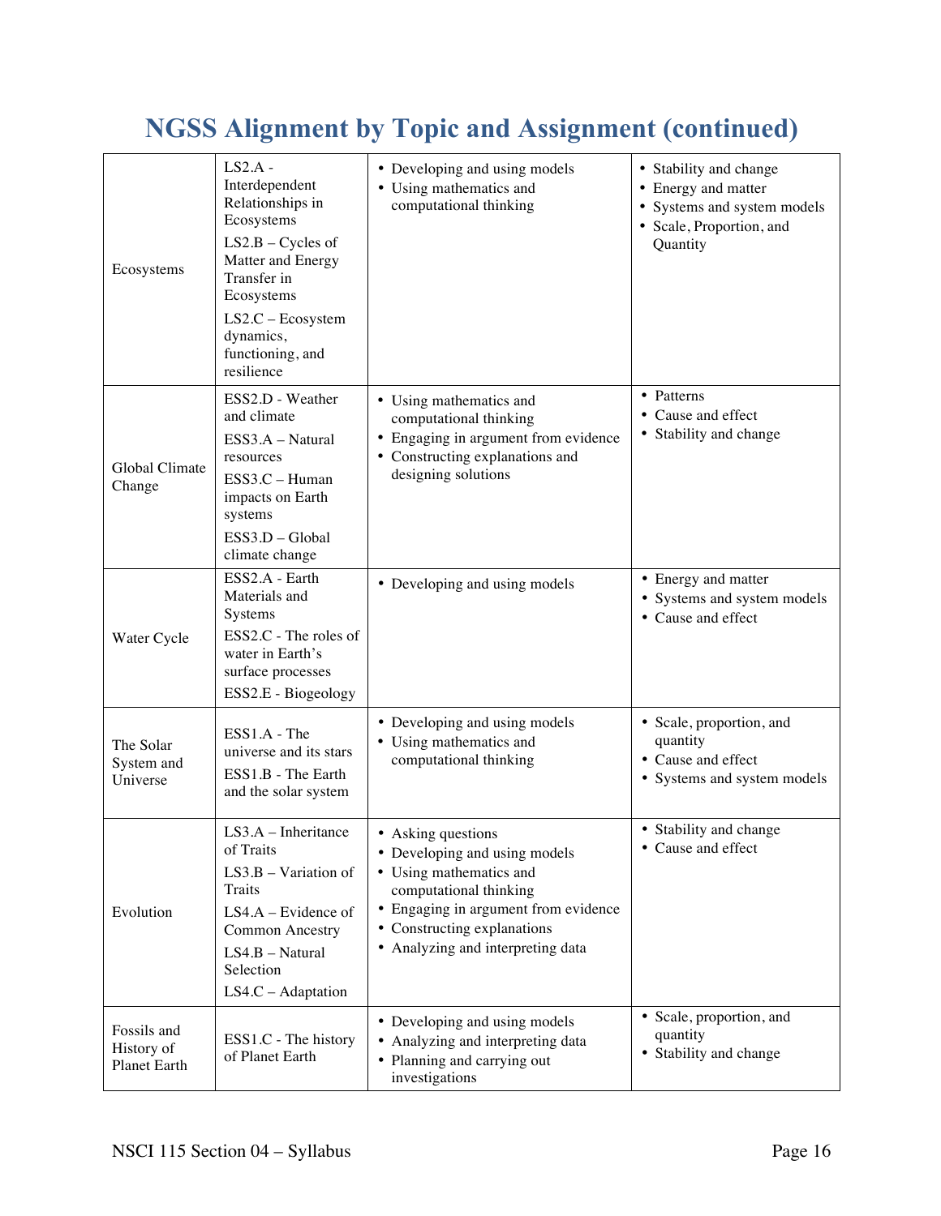# NGSS Alignment by Topic and Assignment (continued)

| | | | |
|---|---|---|---|
| Ecosystems | LS2.A - Interdependent Relationships in Ecosystems<br>LS2.B – Cycles of Matter and Energy Transfer in Ecosystems<br>LS2.C – Ecosystem dynamics, functioning, and resilience | • Developing and using models<br>• Using mathematics and computational thinking | • Stability and change<br>• Energy and matter<br>• Systems and system models<br>• Scale, Proportion, and Quantity |
| Global Climate Change | ESS2.D - Weather and climate<br>ESS3.A – Natural resources<br>ESS3.C – Human impacts on Earth systems<br>ESS3.D – Global climate change | • Using mathematics and computational thinking<br>• Engaging in argument from evidence<br>• Constructing explanations and designing solutions | • Patterns<br>• Cause and effect<br>• Stability and change |
| Water Cycle | ESS2.A - Earth Materials and Systems<br>ESS2.C - The roles of water in Earth's surface processes<br>ESS2.E - Biogeology | • Developing and using models | • Energy and matter<br>• Systems and system models<br>• Cause and effect |
| The Solar System and Universe | ESS1.A - The universe and its stars<br>ESS1.B - The Earth and the solar system | • Developing and using models<br>• Using mathematics and computational thinking | • Scale, proportion, and quantity<br>• Cause and effect<br>• Systems and system models |
| Evolution | LS3.A – Inheritance of Traits<br>LS3.B – Variation of Traits<br>LS4.A – Evidence of Common Ancestry<br>LS4.B – Natural Selection<br>LS4.C – Adaptation | • Asking questions<br>• Developing and using models<br>• Using mathematics and computational thinking<br>• Engaging in argument from evidence<br>• Constructing explanations<br>• Analyzing and interpreting data | • Stability and change<br>• Cause and effect |
| Fossils and History of Planet Earth | ESS1.C - The history of Planet Earth | • Developing and using models<br>• Analyzing and interpreting data<br>• Planning and carrying out investigations | • Scale, proportion, and quantity<br>• Stability and change |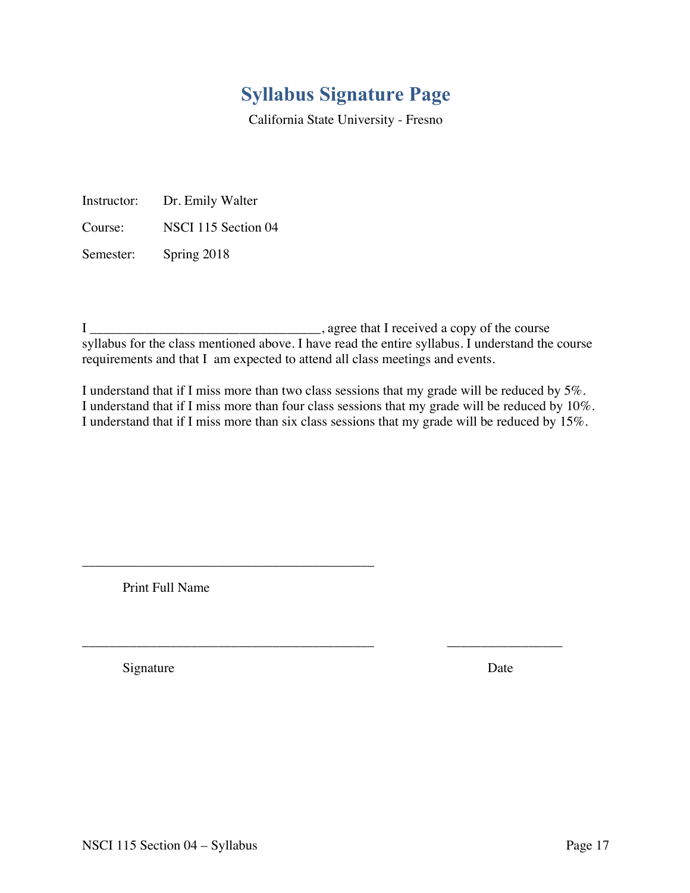# Syllabus Signature Page

California State University - Fresno

Instructor: Dr. Emily Walter

Course: NSCI 115 Section 04

Semester: Spring 2018

I ________________________________, agree that I received a copy of the course syllabus for the class mentioned above. I have read the entire syllabus. I understand the course requirements and that I am expected to attend all class meetings and events.

I understand that if I miss more than two class sessions that my grade will be reduced by 5%.
I understand that if I miss more than four class sessions that my grade will be reduced by 10%.
I understand that if I miss more than six class sessions that my grade will be reduced by 15%.

____________________________________________

Print Full Name

____________________________________________ ________________

Signature Date